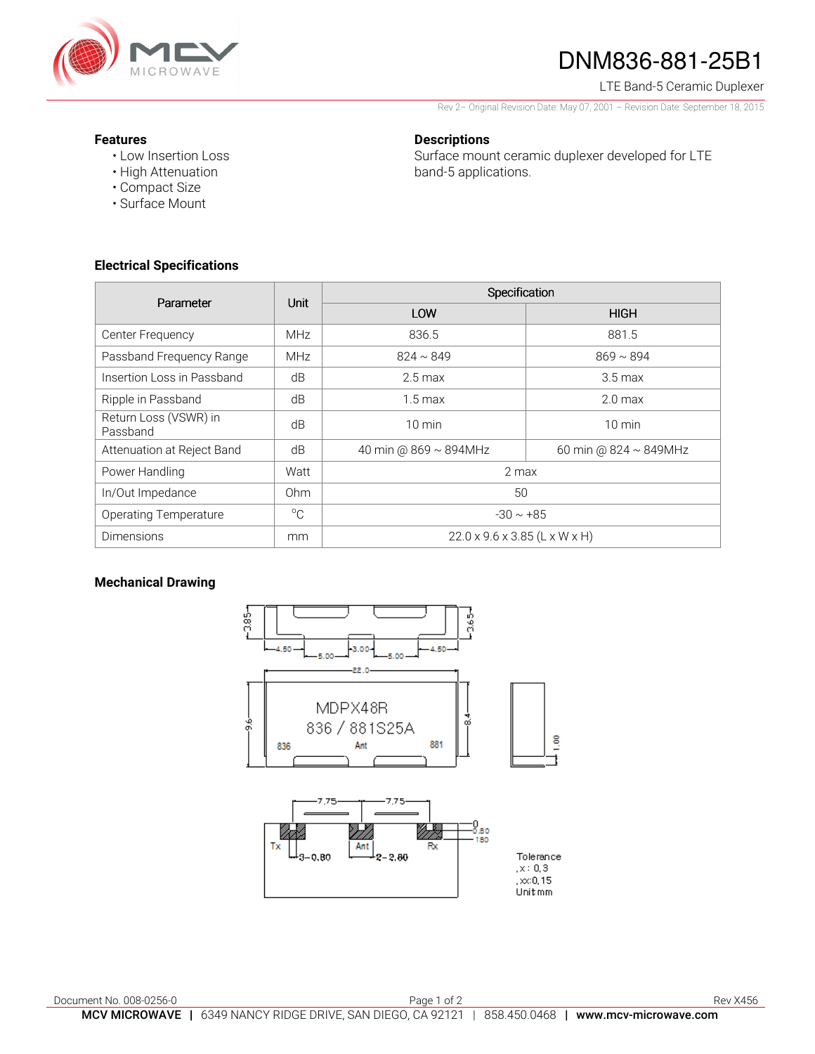# DNM836-881-25B1

LTE Band-5 Ceramic Duplexer

Rev 2– Original Revision Date: May 07, 2001 – Revision Date: September 18, 2015

### Features

- Low Insertion Loss
- High Attenuation
- Compact Size
- Surface Mount

### Descriptions

Surface mount ceramic duplexer developed for LTE band-5 applications.

### Electrical Specifications

| Parameter | Unit | Specification | |
|---|---|---|---|
| | | LOW | HIGH |
| Center Frequency | MHz | 836.5 | 881.5 |
| Passband Frequency Range | MHz | 824 ~ 849 | 869 ~ 894 |
| Insertion Loss in Passband | dB | 2.5 max | 3.5 max |
| Ripple in Passband | dB | 1.5 max | 2.0 max |
| Return Loss (VSWR) in Passband | dB | 10 min | 10 min |
| Attenuation at Reject Band | dB | 40 min @ 869 ~ 894MHz | 60 min @ 824 ~ 849MHz |
| Power Handling | Watt | 2 max | |
| In/Out Impedance | Ohm | 50 | |
| Operating Temperature | °C | -30 ~ +85 | |
| Dimensions | mm | 22.0 x 9.6 x 3.85 (L x W x H) | |

### Mechanical Drawing

3.85, 3.65, 4.50, 5.00, 3.00, 5.00, 4.50, 22.0

MDPX48R
836 / 881S25A

836 Ant 881

9.6, 8.4, 1.00

7.75, 7.75

Tx Ant Rx

3-0.80, 2-2.80, 0.80, 180

Tolerance
.x : 0.3
.xx:0.15
Unit mm

Document No. 008-0256-0

Rev X456

**MCV MICROWAVE** | 6349 NANCY RIDGE DRIVE, SAN DIEGO, CA 92121 | 858.450.0468 | **www.mcv-microwave.com**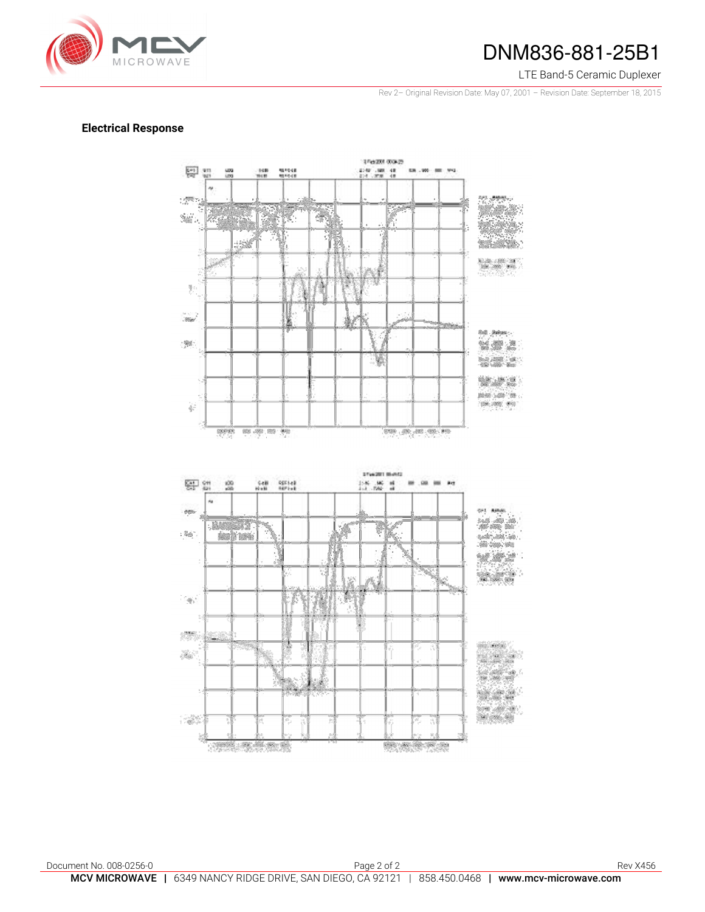## Electrical Response